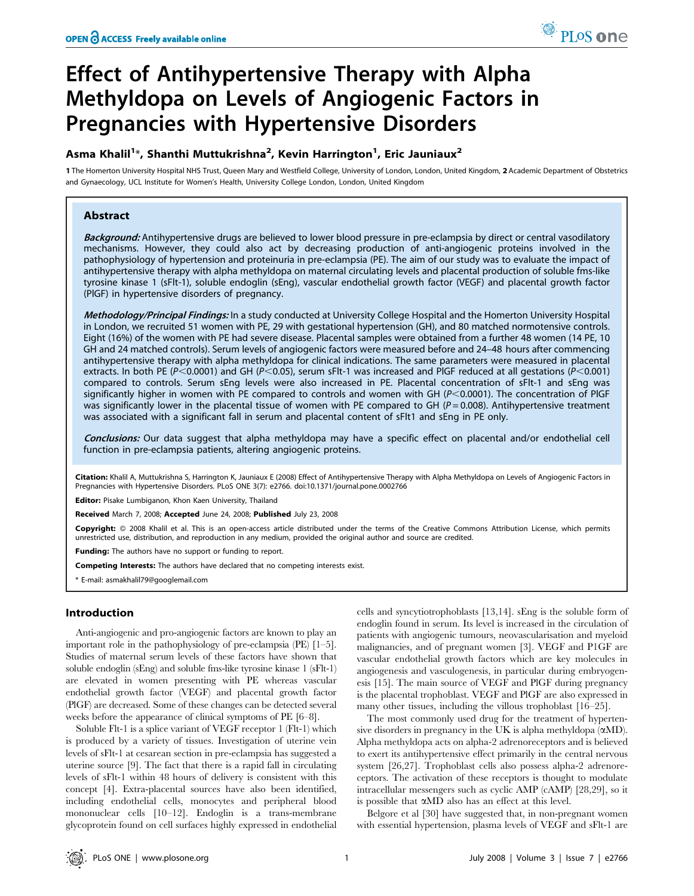# Effect of Antihypertensive Therapy with Alpha Methyldopa on Levels of Angiogenic Factors in Pregnancies with Hypertensive Disorders

**Asma Khalil[1]*, Shanthi Muttukrishna[2], Kevin Harrington[1], Eric Jauniaux[2]**

**1** The Homerton University Hospital NHS Trust, Queen Mary and Westfield College, University of London, London, United Kingdom, **2** Academic Department of Obstetrics and Gynaecology, UCL Institute for Women's Health, University College London, London, United Kingdom

## Abstract

***Background:*** Antihypertensive drugs are believed to lower blood pressure in pre-eclampsia by direct or central vasodilatory mechanisms. However, they could also act by decreasing production of anti-angiogenic proteins involved in the pathophysiology of hypertension and proteinuria in pre-eclampsia (PE). The aim of our study was to evaluate the impact of antihypertensive therapy with alpha methyldopa on maternal circulating levels and placental production of soluble fms-like tyrosine kinase 1 (sFlt-1), soluble endoglin (sEng), vascular endothelial growth factor (VEGF) and placental growth factor (PlGF) in hypertensive disorders of pregnancy.

***Methodology/Principal Findings:*** In a study conducted at University College Hospital and the Homerton University Hospital in London, we recruited 51 women with PE, 29 with gestational hypertension (GH), and 80 matched normotensive controls. Eight (16%) of the women with PE had severe disease. Placental samples were obtained from a further 48 women (14 PE, 10 GH and 24 matched controls). Serum levels of angiogenic factors were measured before and 24–48 hours after commencing antihypertensive therapy with alpha methyldopa for clinical indications. The same parameters were measured in placental extracts. In both PE ($P<0.0001$) and GH ($P<0.05$), serum sFlt-1 was increased and PlGF reduced at all gestations ($P<0.001$) compared to controls. Serum sEng levels were also increased in PE. Placental concentration of sFlt-1 and sEng was significantly higher in women with PE compared to controls and women with GH ($P<0.0001$). The concentration of PlGF was significantly lower in the placental tissue of women with PE compared to GH ($P=0.008$). Antihypertensive treatment was associated with a significant fall in serum and placental content of sFlt1 and sEng in PE only.

***Conclusions:*** Our data suggest that alpha methyldopa may have a specific effect on placental and/or endothelial cell function in pre-eclampsia patients, altering angiogenic proteins.

**Citation:** Khalil A, Muttukrishna S, Harrington K, Jauniaux E (2008) Effect of Antihypertensive Therapy with Alpha Methyldopa on Levels of Angiogenic Factors in Pregnancies with Hypertensive Disorders. PLoS ONE 3(7): e2766. doi:10.1371/journal.pone.0002766

**Editor:** Pisake Lumbiganon, Khon Kaen University, Thailand

**Received** March 7, 2008; **Accepted** June 24, 2008; **Published** July 23, 2008

**Copyright:** © 2008 Khalil et al. This is an open-access article distributed under the terms of the Creative Commons Attribution License, which permits unrestricted use, distribution, and reproduction in any medium, provided the original author and source are credited.

**Funding:** The authors have no support or funding to report.

**Competing Interests:** The authors have declared that no competing interests exist.

\* E-mail: asmakhalil79@googlemail.com

## Introduction

Anti-angiogenic and pro-angiogenic factors are known to play an important role in the pathophysiology of pre-eclampsia (PE) [1–5]. Studies of maternal serum levels of these factors have shown that soluble endoglin (sEng) and soluble fms-like tyrosine kinase 1 (sFlt-1) are elevated in women presenting with PE whereas vascular endothelial growth factor (VEGF) and placental growth factor (PlGF) are decreased. Some of these changes can be detected several weeks before the appearance of clinical symptoms of PE [6–8].

Soluble Flt-1 is a splice variant of VEGF receptor 1 (Flt-1) which is produced by a variety of tissues. Investigation of uterine vein levels of sFlt-1 at cesarean section in pre-eclampsia has suggested a uterine source [9]. The fact that there is a rapid fall in circulating levels of sFlt-1 within 48 hours of delivery is consistent with this concept [4]. Extra-placental sources have also been identified, including endothelial cells, monocytes and peripheral blood mononuclear cells [10–12]. Endoglin is a trans-membrane glycoprotein found on cell surfaces highly expressed in endothelial cells and syncytiotrophoblasts [13,14]. sEng is the soluble form of endoglin found in serum. Its level is increased in the circulation of patients with angiogenic tumours, neovascularisation and myeloid malignancies, and of pregnant women [3]. VEGF and P1GF are vascular endothelial growth factors which are key molecules in angiogenesis and vasculogenesis, in particular during embryogenesis [15]. The main source of VEGF and PlGF during pregnancy is the placental trophoblast. VEGF and PlGF are also expressed in many other tissues, including the villous trophoblast [16–25].

The most commonly used drug for the treatment of hypertensive disorders in pregnancy in the UK is alpha methyldopa (αMD). Alpha methyldopa acts on alpha-2 adrenoreceptors and is believed to exert its antihypertensive effect primarily in the central nervous system [26,27]. Trophoblast cells also possess alpha-2 adrenoreceptors. The activation of these receptors is thought to modulate intracellular messengers such as cyclic AMP (cAMP) [28,29], so it is possible that αMD also has an effect at this level.

Belgore et al [30] have suggested that, in non-pregnant women with essential hypertension, plasma levels of VEGF and sFlt-1 are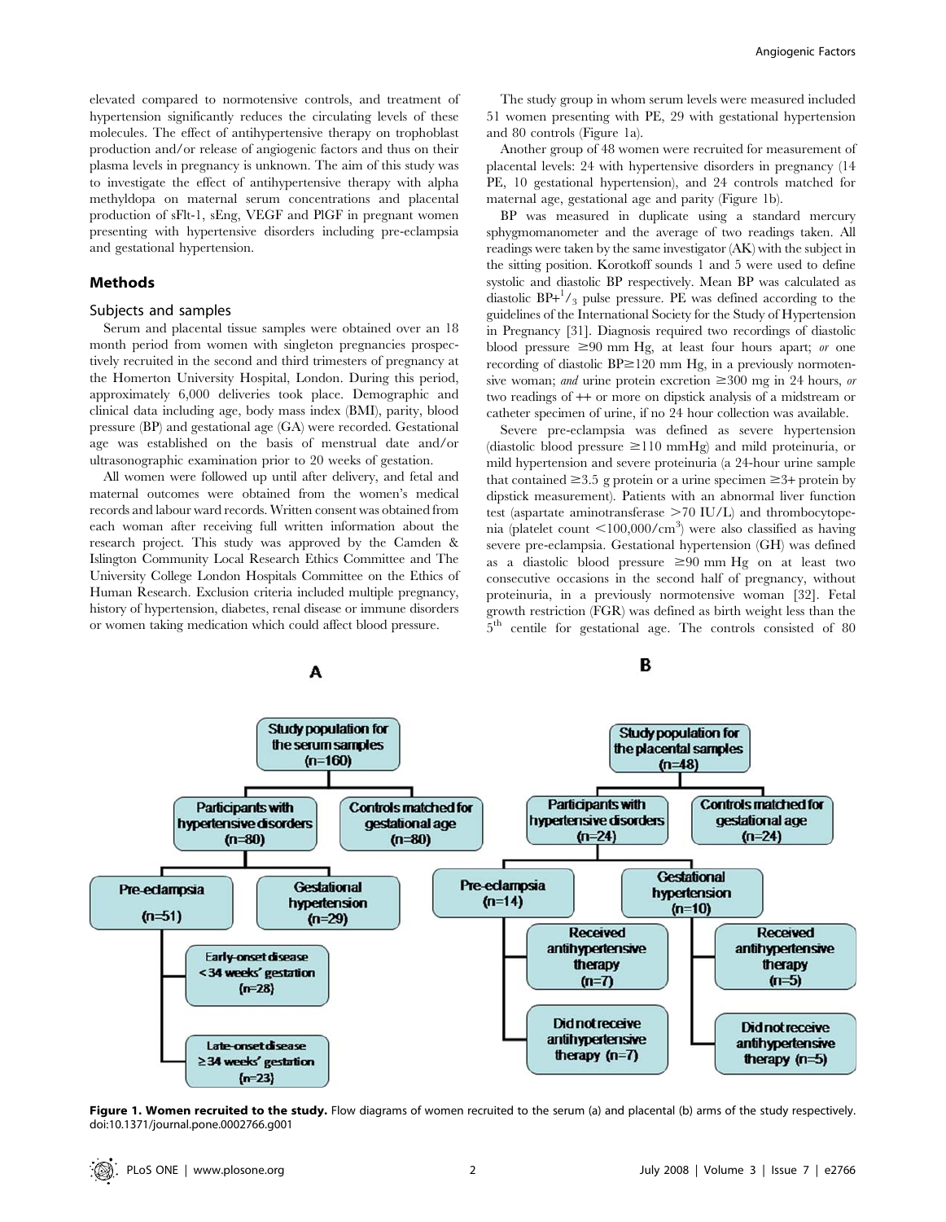elevated compared to normotensive controls, and treatment of hypertension significantly reduces the circulating levels of these molecules. The effect of antihypertensive therapy on trophoblast production and/or release of angiogenic factors and thus on their plasma levels in pregnancy is unknown. The aim of this study was to investigate the effect of antihypertensive therapy with alpha methyldopa on maternal serum concentrations and placental production of sFlt-1, sEng, VEGF and PlGF in pregnant women presenting with hypertensive disorders including pre-eclampsia and gestational hypertension.

## Methods

### Subjects and samples

Serum and placental tissue samples were obtained over an 18 month period from women with singleton pregnancies prospectively recruited in the second and third trimesters of pregnancy at the Homerton University Hospital, London. During this period, approximately 6,000 deliveries took place. Demographic and clinical data including age, body mass index (BMI), parity, blood pressure (BP) and gestational age (GA) were recorded. Gestational age was established on the basis of menstrual date and/or ultrasonographic examination prior to 20 weeks of gestation.

All women were followed up until after delivery, and fetal and maternal outcomes were obtained from the women's medical records and labour ward records. Written consent was obtained from each woman after receiving full written information about the research project. This study was approved by the Camden & Islington Community Local Research Ethics Committee and The University College London Hospitals Committee on the Ethics of Human Research. Exclusion criteria included multiple pregnancy, history of hypertension, diabetes, renal disease or immune disorders or women taking medication which could affect blood pressure.

The study group in whom serum levels were measured included 51 women presenting with PE, 29 with gestational hypertension and 80 controls (Figure 1a).

Another group of 48 women were recruited for measurement of placental levels: 24 with hypertensive disorders in pregnancy (14 PE, 10 gestational hypertension), and 24 controls matched for maternal age, gestational age and parity (Figure 1b).

BP was measured in duplicate using a standard mercury sphygmomanometer and the average of two readings taken. All readings were taken by the same investigator (AK) with the subject in the sitting position. Korotkoff sounds 1 and 5 were used to define systolic and diastolic BP respectively. Mean BP was calculated as diastolic BP+$^1/_3$ pulse pressure. PE was defined according to the guidelines of the International Society for the Study of Hypertension in Pregnancy [31]. Diagnosis required two recordings of diastolic blood pressure $\geq$90 mm Hg, at least four hours apart; *or* one recording of diastolic BP$\geq$120 mm Hg, in a previously normotensive woman; *and* urine protein excretion $\geq$300 mg in 24 hours, *or* two readings of ++ or more on dipstick analysis of a midstream or catheter specimen of urine, if no 24 hour collection was available.

Severe pre-eclampsia was defined as severe hypertension (diastolic blood pressure $\geq$110 mmHg) and mild proteinuria, or mild hypertension and severe proteinuria (a 24-hour urine sample that contained $\geq$3.5 g protein or a urine specimen $\geq$3+ protein by dipstick measurement). Patients with an abnormal liver function test (aspartate aminotransferase >70 IU/L) and thrombocytopenia (platelet count <100,000/cm$^3$) were also classified as having severe pre-eclampsia. Gestational hypertension (GH) was defined as a diastolic blood pressure $\geq$90 mm Hg on at least two consecutive occasions in the second half of pregnancy, without proteinuria, in a previously normotensive woman [32]. Fetal growth restriction (FGR) was defined as birth weight less than the 5$^{th}$ centile for gestational age. The controls consisted of 80

**Figure 1. Women recruited to the study.** Flow diagrams of women recruited to the serum (a) and placental (b) arms of the study respectively.
doi:10.1371/journal.pone.0002766.g001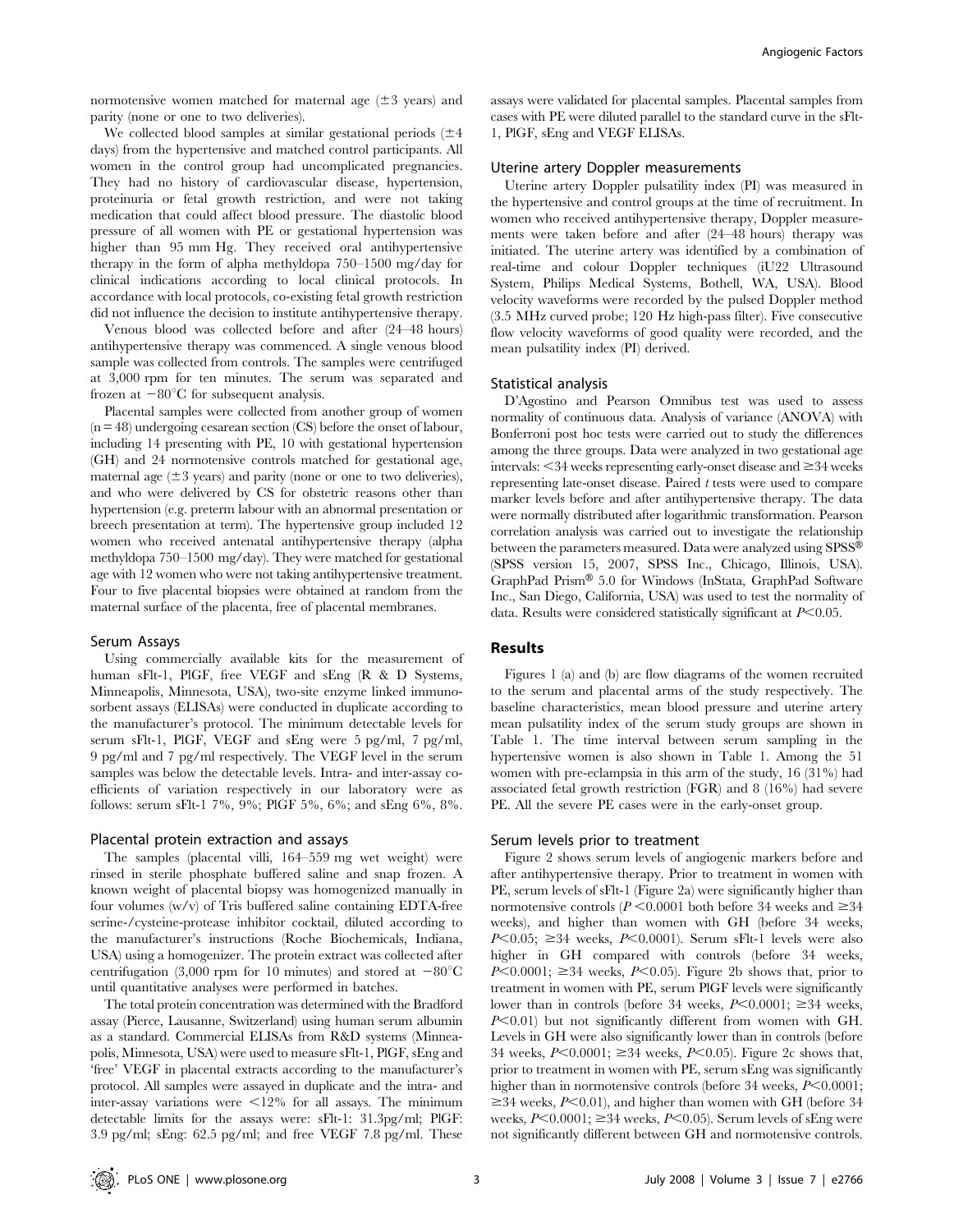normotensive women matched for maternal age (±3 years) and parity (none or one to two deliveries).

We collected blood samples at similar gestational periods (±4 days) from the hypertensive and matched control participants. All women in the control group had uncomplicated pregnancies. They had no history of cardiovascular disease, hypertension, proteinuria or fetal growth restriction, and were not taking medication that could affect blood pressure. The diastolic blood pressure of all women with PE or gestational hypertension was higher than 95 mm Hg. They received oral antihypertensive therapy in the form of alpha methyldopa 750–1500 mg/day for clinical indications according to local clinical protocols. In accordance with local protocols, co-existing fetal growth restriction did not influence the decision to institute antihypertensive therapy.

Venous blood was collected before and after (24–48 hours) antihypertensive therapy was commenced. A single venous blood sample was collected from controls. The samples were centrifuged at 3,000 rpm for ten minutes. The serum was separated and frozen at −80°C for subsequent analysis.

Placental samples were collected from another group of women (n = 48) undergoing cesarean section (CS) before the onset of labour, including 14 presenting with PE, 10 with gestational hypertension (GH) and 24 normotensive controls matched for gestational age, maternal age (±3 years) and parity (none or one to two deliveries), and who were delivered by CS for obstetric reasons other than hypertension (e.g. preterm labour with an abnormal presentation or breech presentation at term). The hypertensive group included 12 women who received antenatal antihypertensive therapy (alpha methyldopa 750–1500 mg/day). They were matched for gestational age with 12 women who were not taking antihypertensive treatment. Four to five placental biopsies were obtained at random from the maternal surface of the placenta, free of placental membranes.

### Serum Assays

Using commercially available kits for the measurement of human sFlt-1, PlGF, free VEGF and sEng (R & D Systems, Minneapolis, Minnesota, USA), two-site enzyme linked immunosorbent assays (ELISAs) were conducted in duplicate according to the manufacturer's protocol. The minimum detectable levels for serum sFlt-1, PlGF, VEGF and sEng were 5 pg/ml, 7 pg/ml, 9 pg/ml and 7 pg/ml respectively. The VEGF level in the serum samples was below the detectable levels. Intra- and inter-assay coefficients of variation respectively in our laboratory were as follows: serum sFlt-1 7%, 9%; PlGF 5%, 6%; and sEng 6%, 8%.

### Placental protein extraction and assays

The samples (placental villi, 164–559 mg wet weight) were rinsed in sterile phosphate buffered saline and snap frozen. A known weight of placental biopsy was homogenized manually in four volumes (w/v) of Tris buffered saline containing EDTA-free serine-/cysteine-protease inhibitor cocktail, diluted according to the manufacturer's instructions (Roche Biochemicals, Indiana, USA) using a homogenizer. The protein extract was collected after centrifugation (3,000 rpm for 10 minutes) and stored at −80°C until quantitative analyses were performed in batches.

The total protein concentration was determined with the Bradford assay (Pierce, Lausanne, Switzerland) using human serum albumin as a standard. Commercial ELISAs from R&D systems (Minneapolis, Minnesota, USA) were used to measure sFlt-1, PlGF, sEng and 'free' VEGF in placental extracts according to the manufacturer's protocol. All samples were assayed in duplicate and the intra- and inter-assay variations were <12% for all assays. The minimum detectable limits for the assays were: sFlt-1: 31.3pg/ml; PlGF: 3.9 pg/ml; sEng: 62.5 pg/ml; and free VEGF 7.8 pg/ml. These assays were validated for placental samples. Placental samples from cases with PE were diluted parallel to the standard curve in the sFlt-1, PlGF, sEng and VEGF ELISAs.

### Uterine artery Doppler measurements

Uterine artery Doppler pulsatility index (PI) was measured in the hypertensive and control groups at the time of recruitment. In women who received antihypertensive therapy, Doppler measurements were taken before and after (24–48 hours) therapy was initiated. The uterine artery was identified by a combination of real-time and colour Doppler techniques (iU22 Ultrasound System, Philips Medical Systems, Bothell, WA, USA). Blood velocity waveforms were recorded by the pulsed Doppler method (3.5 MHz curved probe; 120 Hz high-pass filter). Five consecutive flow velocity waveforms of good quality were recorded, and the mean pulsatility index (PI) derived.

### Statistical analysis

D'Agostino and Pearson Omnibus test was used to assess normality of continuous data. Analysis of variance (ANOVA) with Bonferroni post hoc tests were carried out to study the differences among the three groups. Data were analyzed in two gestational age intervals: <34 weeks representing early-onset disease and ≥34 weeks representing late-onset disease. Paired *t* tests were used to compare marker levels before and after antihypertensive therapy. The data were normally distributed after logarithmic transformation. Pearson correlation analysis was carried out to investigate the relationship between the parameters measured. Data were analyzed using SPSS® (SPSS version 15, 2007, SPSS Inc., Chicago, Illinois, USA). GraphPad Prism® 5.0 for Windows (InStata, GraphPad Software Inc., San Diego, California, USA) was used to test the normality of data. Results were considered statistically significant at $P<0.05$.

## Results

Figures 1 (a) and (b) are flow diagrams of the women recruited to the serum and placental arms of the study respectively. The baseline characteristics, mean blood pressure and uterine artery mean pulsatility index of the serum study groups are shown in Table 1. The time interval between serum sampling in the hypertensive women is also shown in Table 1. Among the 51 women with pre-eclampsia in this arm of the study, 16 (31%) had associated fetal growth restriction (FGR) and 8 (16%) had severe PE. All the severe PE cases were in the early-onset group.

### Serum levels prior to treatment

Figure 2 shows serum levels of angiogenic markers before and after antihypertensive therapy. Prior to treatment in women with PE, serum levels of sFlt-1 (Figure 2a) were significantly higher than normotensive controls ($P<0.0001$ both before 34 weeks and ≥34 weeks), and higher than women with GH (before 34 weeks, $P<0.05$; ≥34 weeks, $P<0.0001$). Serum sFlt-1 levels were also higher in GH compared with controls (before 34 weeks, $P<0.0001$; ≥34 weeks, $P<0.05$). Figure 2b shows that, prior to treatment in women with PE, serum PlGF levels were significantly lower than in controls (before 34 weeks, $P<0.0001$; ≥34 weeks, $P<0.01$) but not significantly different from women with GH. Levels in GH were also significantly lower than in controls (before 34 weeks, $P<0.0001$; ≥34 weeks, $P<0.05$). Figure 2c shows that, prior to treatment in women with PE, serum sEng was significantly higher than in normotensive controls (before 34 weeks, $P<0.0001$; ≥34 weeks, $P<0.01$), and higher than women with GH (before 34 weeks, $P<0.0001$; ≥34 weeks, $P<0.05$). Serum levels of sEng were not significantly different between GH and normotensive controls.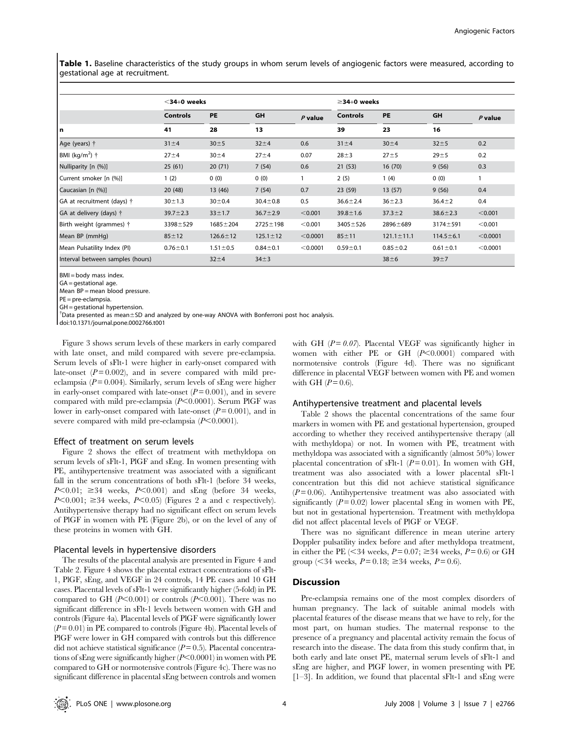**Table 1.** Baseline characteristics of the study groups in whom serum levels of angiogenic factors were measured, according to gestational age at recruitment.

| | <34+0 weeks | | | | ≥34+0 weeks | | | |
|---|---|---|---|---|---|---|---|---|
| | Controls | PE | GH | *P* value | Controls | PE | GH | *P* value |
| n | 41 | 28 | 13 | | 39 | 23 | 16 | |
| Age (years) † | 31±4 | 30±5 | 32±4 | 0.6 | 31±4 | 30±4 | 32±5 | 0.2 |
| BMI (kg/m$^2$) † | 27±4 | 30±4 | 27±4 | 0.07 | 28±3 | 27±5 | 29±5 | 0.2 |
| Nulliparity [n (%)] | 25 (61) | 20 (71) | 7 (54) | 0.6 | 21 (53) | 16 (70) | 9 (56) | 0.3 |
| Current smoker [n (%)] | 1 (2) | 0 (0) | 0 (0) | 1 | 2 (5) | 1 (4) | 0 (0) | 1 |
| Caucasian [n (%)] | 20 (48) | 13 (46) | 7 (54) | 0.7 | 23 (59) | 13 (57) | 9 (56) | 0.4 |
| GA at recruitment (days) † | 30±1.3 | 30±0.4 | 30.4±0.8 | 0.5 | 36.6±2.4 | 36±2.3 | 36.4±2 | 0.4 |
| GA at delivery (days) † | 39.7±2.3 | 33±1.7 | 36.7±2.9 | <0.001 | 39.8±1.6 | 37.3±2 | 38.6±2.3 | <0.001 |
| Birth weight (grammes) † | 3398±529 | 1685±204 | 2725±198 | <0.001 | 3405±526 | 2896±689 | 3174±591 | <0.001 |
| Mean BP (mmHg) | 85±12 | 126.6±12 | 125.1±12 | <0.0001 | 85±11 | 121.1±11.1 | 114.5±6.1 | <0.0001 |
| Mean Pulsatility Index (PI) | 0.76±0.1 | 1.51±0.5 | 0.84±0.1 | <0.0001 | 0.59±0.1 | 0.85±0.2 | 0.61±0.1 | <0.0001 |
| Interval between samples (hours) | | 32±4 | 34±3 | | | 38±6 | 39±7 | |

BMI = body mass index.
GA = gestational age.
Mean BP = mean blood pressure.
PE = pre-eclampsia.
GH = gestational hypertension.
†Data presented as mean±SD and analyzed by one-way ANOVA with Bonferroni post hoc analysis.
doi:10.1371/journal.pone.0002766.t001

Figure 3 shows serum levels of these markers in early compared with late onset, and mild compared with severe pre-eclampsia. Serum levels of sFlt-1 were higher in early-onset compared with late-onset ($P = 0.002$), and in severe compared with mild pre-eclampsia ($P = 0.004$). Similarly, serum levels of sEng were higher in early-onset compared with late-onset ($P = 0.001$), and in severe compared with mild pre-eclampsia ($P < 0.0001$). Serum PlGF was lower in early-onset compared with late-onset ($P = 0.001$), and in severe compared with mild pre-eclampsia ($P < 0.0001$).

### Effect of treatment on serum levels

Figure 2 shows the effect of treatment with methyldopa on serum levels of sFlt-1, PlGF and sEng. In women presenting with PE, antihypertensive treatment was associated with a significant fall in the serum concentrations of both sFlt-1 (before 34 weeks, $P < 0.01$; ≥34 weeks, $P < 0.001$) and sEng (before 34 weeks, $P < 0.001$; ≥34 weeks, $P < 0.05$) (Figures 2 a and c respectively). Antihypertensive therapy had no significant effect on serum levels of PlGF in women with PE (Figure 2b), or on the level of any of these proteins in women with GH.

### Placental levels in hypertensive disorders

The results of the placental analysis are presented in Figure 4 and Table 2. Figure 4 shows the placental extract concentrations of sFlt-1, PlGF, sEng, and VEGF in 24 controls, 14 PE cases and 10 GH cases. Placental levels of sFlt-1 were significantly higher (5-fold) in PE compared to GH ($P < 0.001$) or controls ($P < 0.001$). There was no significant difference in sFlt-1 levels between women with GH and controls (Figure 4a). Placental levels of PlGF were significantly lower ($P = 0.01$) in PE compared to controls (Figure 4b). Placental levels of PlGF were lower in GH compared with controls but this difference did not achieve statistical significance ($P = 0.5$). Placental concentrations of sEng were significantly higher ($P < 0.0001$) in women with PE compared to GH or normotensive controls (Figure 4c). There was no significant difference in placental sEng between controls and women with GH ($P = 0.07$). Placental VEGF was significantly higher in women with either PE or GH ($P < 0.0001$) compared with normotensive controls (Figure 4d). There was no significant difference in placental VEGF between women with PE and women with GH ($P = 0.6$).

### Antihypertensive treatment and placental levels

Table 2 shows the placental concentrations of the same four markers in women with PE and gestational hypertension, grouped according to whether they received antihypertensive therapy (all with methyldopa) or not. In women with PE, treatment with methyldopa was associated with a significantly (almost 50%) lower placental concentration of sFlt-1 ($P = 0.01$). In women with GH, treatment was also associated with a lower placental sFlt-1 concentration but this did not achieve statistical significance ($P = 0.06$). Antihypertensive treatment was also associated with significantly ($P = 0.02$) lower placental sEng in women with PE, but not in gestational hypertension. Treatment with methyldopa did not affect placental levels of PlGF or VEGF.

There was no significant difference in mean uterine artery Doppler pulsatility index before and after methyldopa treatment, in either the PE (<34 weeks, $P = 0.07$; ≥34 weeks, $P = 0.6$) or GH group (<34 weeks, $P = 0.18$; ≥34 weeks, $P = 0.6$).

## Discussion

Pre-eclampsia remains one of the most complex disorders of human pregnancy. The lack of suitable animal models with placental features of the disease means that we have to rely, for the most part, on human studies. The maternal response to the presence of a pregnancy and placental activity remain the focus of research into the disease. The data from this study confirm that, in both early and late onset PE, maternal serum levels of sFlt-1 and sEng are higher, and PlGF lower, in women presenting with PE [1–3]. In addition, we found that placental sFlt-1 and sEng were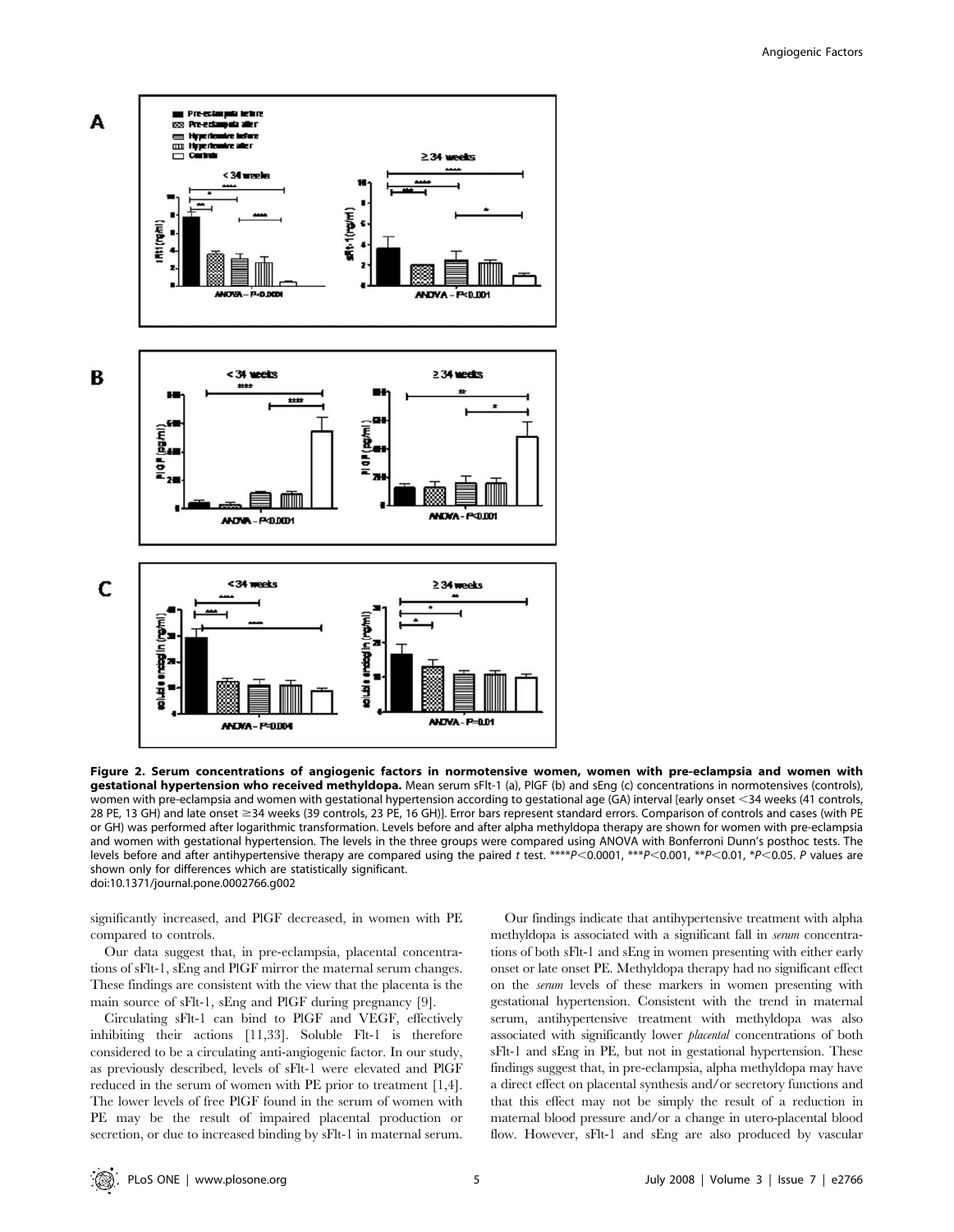**Figure 2. Serum concentrations of angiogenic factors in normotensive women, women with pre-eclampsia and women with gestational hypertension who received methyldopa.** Mean serum sFlt-1 (a), PlGF (b) and sEng (c) concentrations in normotensives (controls), women with pre-eclampsia and women with gestational hypertension according to gestational age (GA) interval [early onset <34 weeks (41 controls, 28 PE, 13 GH) and late onset ≥34 weeks (39 controls, 23 PE, 16 GH)]. Error bars represent standard errors. Comparison of controls and cases (with PE or GH) was performed after logarithmic transformation. Levels before and after alpha methyldopa therapy are shown for women with pre-eclampsia and women with gestational hypertension. The levels in the three groups were compared using ANOVA with Bonferroni Dunn's posthoc tests. The levels before and after antihypertensive therapy are compared using the paired *t* test. ****$P<0.0001$, ***$P<0.001$, **$P<0.01$, *$P<0.05$. *P* values are shown only for differences which are statistically significant.
doi:10.1371/journal.pone.0002766.g002

significantly increased, and PlGF decreased, in women with PE compared to controls.

Our data suggest that, in pre-eclampsia, placental concentrations of sFlt-1, sEng and PlGF mirror the maternal serum changes. These findings are consistent with the view that the placenta is the main source of sFlt-1, sEng and PlGF during pregnancy [9].

Circulating sFlt-1 can bind to PlGF and VEGF, effectively inhibiting their actions [11,33]. Soluble Flt-1 is therefore considered to be a circulating anti-angiogenic factor. In our study, as previously described, levels of sFlt-1 were elevated and PlGF reduced in the serum of women with PE prior to treatment [1,4]. The lower levels of free PlGF found in the serum of women with PE may be the result of impaired placental production or secretion, or due to increased binding by sFlt-1 in maternal serum.

Our findings indicate that antihypertensive treatment with alpha methyldopa is associated with a significant fall in *serum* concentrations of both sFlt-1 and sEng in women presenting with either early onset or late onset PE. Methyldopa therapy had no significant effect on the *serum* levels of these markers in women presenting with gestational hypertension. Consistent with the trend in maternal serum, antihypertensive treatment with methyldopa was also associated with significantly lower *placental* concentrations of both sFlt-1 and sEng in PE, but not in gestational hypertension. These findings suggest that, in pre-eclampsia, alpha methyldopa may have a direct effect on placental synthesis and/or secretory functions and that this effect may not be simply the result of a reduction in maternal blood pressure and/or a change in utero-placental blood flow. However, sFlt-1 and sEng are also produced by vascular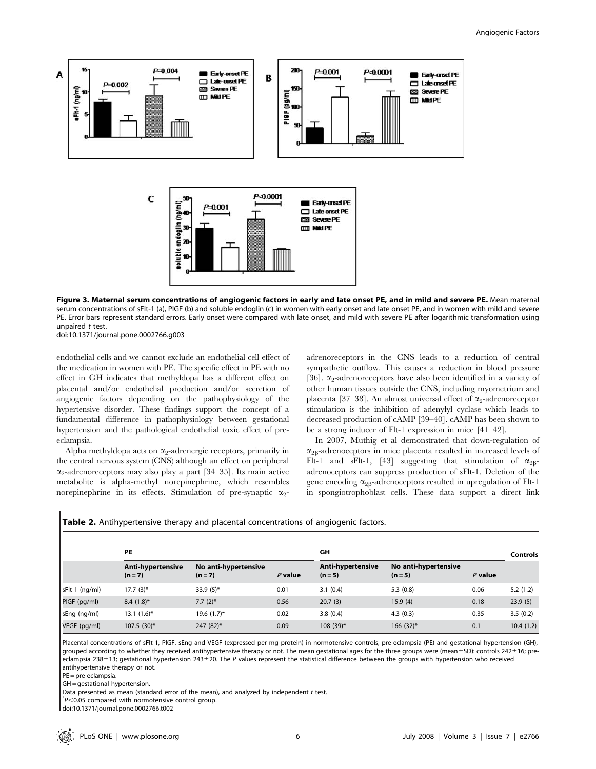**Figure 3. Maternal serum concentrations of angiogenic factors in early and late onset PE, and in mild and severe PE.** Mean maternal serum concentrations of sFlt-1 (a), PlGF (b) and soluble endoglin (c) in women with early onset and late onset PE, and in women with mild and severe PE. Error bars represent standard errors. Early onset were compared with late onset, and mild with severe PE after logarithmic transformation using unpaired *t* test.
doi:10.1371/journal.pone.0002766.g003

endothelial cells and we cannot exclude an endothelial cell effect of the medication in women with PE. The specific effect in PE with no effect in GH indicates that methyldopa has a different effect on placental and/or endothelial production and/or secretion of angiogenic factors depending on the pathophysiology of the hypertensive disorder. These findings support the concept of a fundamental difference in pathophysiology between gestational hypertension and the pathological endothelial toxic effect of pre-eclampsia.

Alpha methyldopa acts on $\alpha_2$-adrenergic receptors, primarily in the central nervous system (CNS) although an effect on peripheral $\alpha_2$-adrenoreceptors may also play a part [34–35]. Its main active metabolite is alpha-methyl norepinephrine, which resembles norepinephrine in its effects. Stimulation of pre-synaptic $\alpha_2$-adrenoreceptors in the CNS leads to a reduction of central sympathetic outflow. This causes a reduction in blood pressure [36]. $\alpha_2$-adrenoreceptors have also been identified in a variety of other human tissues outside the CNS, including myometrium and placenta [37–38]. An almost universal effect of $\alpha_2$-adrenoreceptor stimulation is the inhibition of adenylyl cyclase which leads to decreased production of cAMP [39–40]. cAMP has been shown to be a strong inducer of Flt-1 expression in mice [41–42].

In 2007, Muthig et al demonstrated that down-regulation of $\alpha_{2B}$-adrenoceptors in mice placenta resulted in increased levels of Flt-1 and sFlt-1, [43] suggesting that stimulation of $\alpha_{2B}$-adrenoceptors can suppress production of sFlt-1. Deletion of the gene encoding $\alpha_{2B}$-adrenoceptors resulted in upregulation of Flt-1 in spongiotrophoblast cells. These data support a direct link

**Table 2.** Antihypertensive therapy and placental concentrations of angiogenic factors.

| | PE | | | GH | | | Controls |
|---|---|---|---|---|---|---|---|
| | Anti-hypertensive (n = 7) | No anti-hypertensive (n = 7) | *P* value | Anti-hypertensive (n = 5) | No anti-hypertensive (n = 5) | *P* value | |
| sFlt-1 (ng/ml) | 17.7 (3)* | 33.9 (5)* | 0.01 | 3.1 (0.4) | 5.3 (0.8) | 0.06 | 5.2 (1.2) |
| PlGF (pg/ml) | 8.4 (1.8)* | 7.7 (2)* | 0.56 | 20.7 (3) | 15.9 (4) | 0.18 | 23.9 (5) |
| sEng (ng/ml) | 13.1 (1.6)* | 19.6 (1.7)* | 0.02 | 3.8 (0.4) | 4.3 (0.3) | 0.35 | 3.5 (0.2) |
| VEGF (pg/ml) | 107.5 (30)* | 247 (82)* | 0.09 | 108 (39)* | 166 (32)* | 0.1 | 10.4 (1.2) |

Placental concentrations of sFlt-1, PlGF, sEng and VEGF (expressed per mg protein) in normotensive controls, pre-eclampsia (PE) and gestational hypertension (GH), grouped according to whether they received antihypertensive therapy or not. The mean gestational ages for the three groups were (mean±SD): controls 242±16; pre-eclampsia 238±13; gestational hypertension 243±20. The *P* values represent the statistical difference between the groups with hypertension who received antihypertensive therapy or not.

PE = pre-eclampsia.

GH = gestational hypertension.

Data presented as mean (standard error of the mean), and analyzed by independent *t* test.

*$P<0.05$ compared with normotensive control group.

doi:10.1371/journal.pone.0002766.t002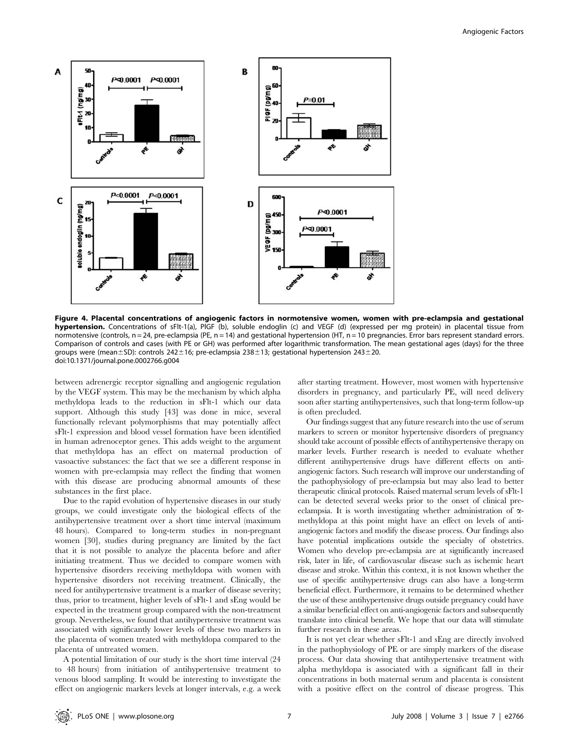**Figure 4. Placental concentrations of angiogenic factors in normotensive women, women with pre-eclampsia and gestational hypertension.** Concentrations of sFlt-1(a), PlGF (b), soluble endoglin (c) and VEGF (d) (expressed per mg protein) in placental tissue from normotensive (controls, n = 24, pre-eclampsia (PE, n = 14) and gestational hypertension (HT, n = 10 pregnancies. Error bars represent standard errors. Comparison of controls and cases (with PE or GH) was performed after logarithmic transformation. The mean gestational ages (days) for the three groups were (mean±SD): controls 242±16; pre-eclampsia 238±13; gestational hypertension 243±20.
doi:10.1371/journal.pone.0002766.g004

between adrenergic receptor signalling and angiogenic regulation by the VEGF system. This may be the mechanism by which alpha methyldopa leads to the reduction in sFlt-1 which our data support. Although this study [43] was done in mice, several functionally relevant polymorphisms that may potentially affect sFlt-1 expression and blood vessel formation have been identified in human adrenoceptor genes. This adds weight to the argument that methyldopa has an effect on maternal production of vasoactive substances: the fact that we see a different response in women with pre-eclampsia may reflect the finding that women with this disease are producing abnormal amounts of these substances in the first place.

Due to the rapid evolution of hypertensive diseases in our study groups, we could investigate only the biological effects of the antihypertensive treatment over a short time interval (maximum 48 hours). Compared to long-term studies in non-pregnant women [30], studies during pregnancy are limited by the fact that it is not possible to analyze the placenta before and after initiating treatment. Thus we decided to compare women with hypertensive disorders receiving methyldopa with women with hypertensive disorders not receiving treatment. Clinically, the need for antihypertensive treatment is a marker of disease severity; thus, prior to treatment, higher levels of sFlt-1 and sEng would be expected in the treatment group compared with the non-treatment group. Nevertheless, we found that antihypertensive treatment was associated with significantly lower levels of these two markers in the placenta of women treated with methyldopa compared to the placenta of untreated women.

A potential limitation of our study is the short time interval (24 to 48 hours) from initiation of antihypertensive treatment to venous blood sampling. It would be interesting to investigate the effect on angiogenic markers levels at longer intervals, e.g. a week after starting treatment. However, most women with hypertensive disorders in pregnancy, and particularly PE, will need delivery soon after starting antihypertensives, such that long-term follow-up is often precluded.

Our findings suggest that any future research into the use of serum markers to screen or monitor hypertensive disorders of pregnancy should take account of possible effects of antihypertensive therapy on marker levels. Further research is needed to evaluate whether different antihypertensive drugs have different effects on anti-angiogenic factors. Such research will improve our understanding of the pathophysiology of pre-eclampsia but may also lead to better therapeutic clinical protocols. Raised maternal serum levels of sFlt-1 can be detected several weeks prior to the onset of clinical pre-eclampsia. It is worth investigating whether administration of α-methyldopa at this point might have an effect on levels of anti-angiogenic factors and modify the disease process. Our findings also have potential implications outside the specialty of obstetrics. Women who develop pre-eclampsia are at significantly increased risk, later in life, of cardiovascular disease such as ischemic heart disease and stroke. Within this context, it is not known whether the use of specific antihypertensive drugs can also have a long-term beneficial effect. Furthermore, it remains to be determined whether the use of these antihypertensive drugs outside pregnancy could have a similar beneficial effect on anti-angiogenic factors and subsequently translate into clinical benefit. We hope that our data will stimulate further research in these areas.

It is not yet clear whether sFlt-1 and sEng are directly involved in the pathophysiology of PE or are simply markers of the disease process. Our data showing that antihypertensive treatment with alpha methyldopa is associated with a significant fall in their concentrations in both maternal serum and placenta is consistent with a positive effect on the control of disease progress. This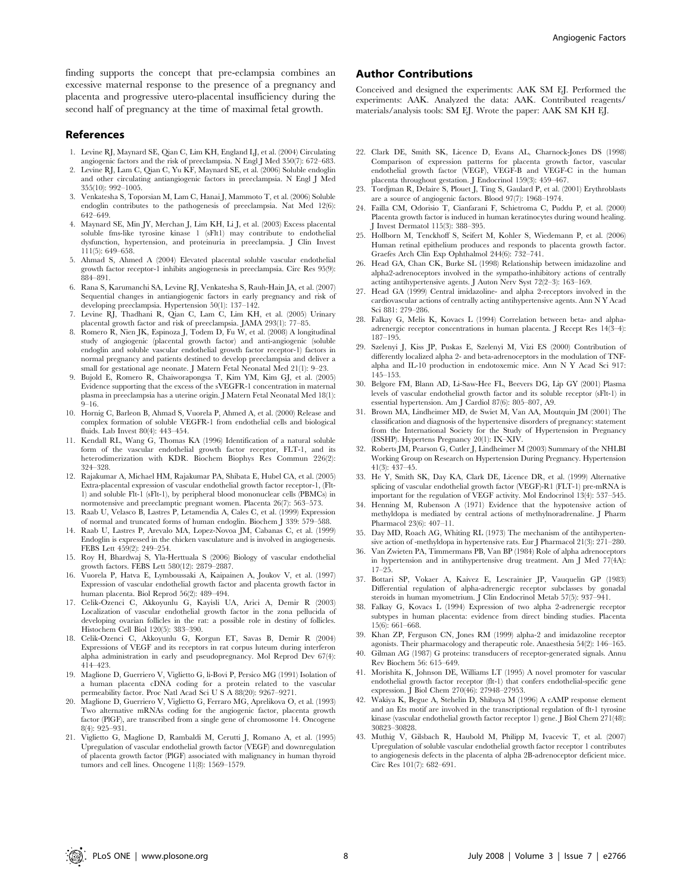finding supports the concept that pre-eclampsia combines an excessive maternal response to the presence of a pregnancy and placenta and progressive utero-placental insufficiency during the second half of pregnancy at the time of maximal fetal growth.

## Author Contributions

Conceived and designed the experiments: AAK SM EJ. Performed the experiments: AAK. Analyzed the data: AAK. Contributed reagents/materials/analysis tools: SM EJ. Wrote the paper: AAK SM KH EJ.

## References

1. Levine RJ, Maynard SE, Qian C, Lim KH, England LJ, et al. (2004) Circulating angiogenic factors and the risk of preeclampsia. N Engl J Med 350(7): 672–683.
2. Levine RJ, Lam C, Qian C, Yu KF, Maynard SE, et al. (2006) Soluble endoglin and other circulating antiangiogenic factors in preeclampsia. N Engl J Med 355(10): 992–1005.
3. Venkatesha S, Toporsian M, Lam C, Hanai J, Mammoto T, et al. (2006) Soluble endoglin contributes to the pathogenesis of preeclampsia. Nat Med 12(6): 642–649.
4. Maynard SE, Min JY, Merchan J, Lim KH, Li J, et al. (2003) Excess placental soluble fms-like tyrosine kinase 1 (sFlt1) may contribute to endothelial dysfunction, hypertension, and proteinuria in preeclampsia. J Clin Invest 111(5): 649–658.
5. Ahmad S, Ahmed A (2004) Elevated placental soluble vascular endothelial growth factor receptor-1 inhibits angiogenesis in preeclampsia. Circ Res 95(9): 884–891.
6. Rana S, Karumanchi SA, Levine RJ, Venkatesha S, Rauh-Hain JA, et al. (2007) Sequential changes in antiangiogenic factors in early pregnancy and risk of developing preeclampsia. Hypertension 50(1): 137–142.
7. Levine RJ, Thadhani R, Qian C, Lam C, Lim KH, et al. (2005) Urinary placental growth factor and risk of preeclampsia. JAMA 293(1): 77–85.
8. Romero R, Nien JK, Espinoza J, Todem D, Fu W, et al. (2008) A longitudinal study of angiogenic (placental growth factor) and anti-angiogenic (soluble endoglin and soluble vascular endothelial growth factor receptor-1) factors in normal pregnancy and patients destined to develop preeclampsia and deliver a small for gestational age neonate. J Matern Fetal Neonatal Med 21(1): 9–23.
9. Bujold E, Romero R, Chaiworapongsa T, Kim YM, Kim GJ, et al. (2005) Evidence supporting that the excess of the sVEGFR-1 concentration in maternal plasma in preeclampsia has a uterine origin. J Matern Fetal Neonatal Med 18(1): 9–16.
10. Hornig C, Barleon B, Ahmad S, Vuorela P, Ahmed A, et al. (2000) Release and complex formation of soluble VEGFR-1 from endothelial cells and biological fluids. Lab Invest 80(4): 443–454.
11. Kendall RL, Wang G, Thomas KA (1996) Identification of a natural soluble form of the vascular endothelial growth factor receptor, FLT-1, and its heterodimerization with KDR. Biochem Biophys Res Commun 226(2): 324–328.
12. Rajakumar A, Michael HM, Rajakumar PA, Shibata E, Hubel CA, et al. (2005) Extra-placental expression of vascular endothelial growth factor receptor-1, (Flt-1) and soluble Flt-1 (sFlt-1), by peripheral blood mononuclear cells (PBMCs) in normotensive and preeclamptic pregnant women. Placenta 26(7): 563–573.
13. Raab U, Velasco B, Lastres P, Letamendia A, Cales C, et al. (1999) Expression of normal and truncated forms of human endoglin. Biochem J 339: 579–588.
14. Raab U, Lastres P, Arevalo MA, Lopez-Novoa JM, Cabanas C, et al. (1999) Endoglin is expressed in the chicken vasculature and is involved in angiogenesis. FEBS Lett 459(2): 249–254.
15. Roy H, Bhardwaj S, Yla-Herttuala S (2006) Biology of vascular endothelial growth factors. FEBS Lett 580(12): 2879–2887.
16. Vuorela P, Hatva E, Lymboussaki A, Kaipainen A, Joukov V, et al. (1997) Expression of vascular endothelial growth factor and placenta growth factor in human placenta. Biol Reprod 56(2): 489–494.
17. Celik-Ozenci C, Akkoyunlu G, Kayisli UA, Arici A, Demir R (2003) Localization of vascular endothelial growth factor in the zona pellucida of developing ovarian follicles in the rat: a possible role in destiny of follicles. Histochem Cell Biol 120(5): 383–390.
18. Celik-Ozenci C, Akkoyunlu G, Korgun ET, Savas B, Demir R (2004) Expressions of VEGF and its receptors in rat corpus luteum during interferon alpha administration in early and pseudopregnancy. Mol Reprod Dev 67(4): 414–423.
19. Maglione D, Guerriero V, Viglietto G, li-Bovi P, Persico MG (1991) Isolation of a human placenta cDNA coding for a protein related to the vascular permeability factor. Proc Natl Acad Sci U S A 88(20): 9267–9271.
20. Maglione D, Guerriero V, Viglietto G, Ferraro MG, Aprelikova O, et al. (1993) Two alternative mRNAs coding for the angiogenic factor, placenta growth factor (PlGF), are transcribed from a single gene of chromosome 14. Oncogene 8(4): 925–931.
21. Viglietto G, Maglione D, Rambaldi M, Cerutti J, Romano A, et al. (1995) Upregulation of vascular endothelial growth factor (VEGF) and downregulation of placenta growth factor (PlGF) associated with malignancy in human thyroid tumors and cell lines. Oncogene 11(8): 1569–1579.
22. Clark DE, Smith SK, Licence D, Evans AL, Charnock-Jones DS (1998) Comparison of expression patterns for placenta growth factor, vascular endothelial growth factor (VEGF), VEGF-B and VEGF-C in the human placenta throughout gestation. J Endocrinol 159(3): 459–467.
23. Tordjman R, Delaire S, Plouet J, Ting S, Gaulard P, et al. (2001) Erythroblasts are a source of angiogenic factors. Blood 97(7): 1968–1974.
24. Failla CM, Odorisio T, Cianfarani F, Schietroma C, Puddu P, et al. (2000) Placenta growth factor is induced in human keratinocytes during wound healing. J Invest Dermatol 115(3): 388–395.
25. Hollborn M, Tenckhoff S, Seifert M, Kohler S, Wiedemann P, et al. (2006) Human retinal epithelium produces and responds to placenta growth factor. Graefes Arch Clin Exp Ophthalmol 244(6): 732–741.
26. Head GA, Chan CK, Burke SL (1998) Relationship between imidazoline and alpha2-adrenoceptors involved in the sympatho-inhibitory actions of centrally acting antihypertensive agents. J Auton Nerv Syst 72(2–3): 163–169.
27. Head GA (1999) Central imidazoline- and alpha 2-receptors involved in the cardiovascular actions of centrally acting antihypertensive agents. Ann N Y Acad Sci 881: 279–286.
28. Falkay G, Melis K, Kovacs L (1994) Correlation between beta- and alpha-adrenergic receptor concentrations in human placenta. J Recept Res 14(3–4): 187–195.
29. Szelenyi J, Kiss JP, Puskas E, Szelenyi M, Vizi ES (2000) Contribution of differently localized alpha 2- and beta-adrenoceptors in the modulation of TNF-alpha and IL-10 production in endotoxemic mice. Ann N Y Acad Sci 917: 145–153.
30. Belgore FM, Blann AD, Li-Saw-Hee FL, Beevers DG, Lip GY (2001) Plasma levels of vascular endothelial growth factor and its soluble receptor (sFlt-1) in essential hypertension. Am J Cardiol 87(6): 805–807, A9.
31. Brown MA, Lindheimer MD, de Swiet M, Van AA, Moutquin JM (2001) The classification and diagnosis of the hypertensive disorders of pregnancy: statement from the International Society for the Study of Hypertension in Pregnancy (ISSHP). Hypertens Pregnancy 20(1): IX–XIV.
32. Roberts JM, Pearson G, Cutler J, Lindheimer M (2003) Summary of the NHLBI Working Group on Research on Hypertension During Pregnancy. Hypertension 41(3): 437–45.
33. He Y, Smith SK, Day KA, Clark DE, Licence DR, et al. (1999) Alternative splicing of vascular endothelial growth factor (VEGF)-R1 (FLT-1) pre-mRNA is important for the regulation of VEGF activity. Mol Endocrinol 13(4): 537–545.
34. Henning M, Rubenson A (1971) Evidence that the hypotensive action of methyldopa is mediated by central actions of methylnoradrenaline. J Pharm Pharmacol 23(6): 407–11.
35. Day MD, Roach AG, Whiting RL (1973) The mechanism of the antihypertensive action of -methyldopa in hypertensive rats. Eur J Pharmacol 21(3): 271–280.
36. Van Zwieten PA, Timmermans PB, Van BP (1984) Role of alpha adrenoceptors in hypertension and in antihypertensive drug treatment. Am J Med 77(4A): 17–25.
37. Bottari SP, Vokaer A, Kaivez E, Lescrainier JP, Vauquelin GP (1983) Differential regulation of alpha-adrenergic receptor subclasses by gonadal steroids in human myometrium. J Clin Endocrinol Metab 57(5): 937–941.
38. Falkay G, Kovacs L (1994) Expression of two alpha 2-adrenergic receptor subtypes in human placenta: evidence from direct binding studies. Placenta 15(6): 661–668.
39. Khan ZP, Ferguson CN, Jones RM (1999) alpha-2 and imidazoline receptor agonists. Their pharmacology and therapeutic role. Anaesthesia 54(2): 146–165.
40. Gilman AG (1987) G proteins: transducers of receptor-generated signals. Annu Rev Biochem 56: 615–649.
41. Morishita K, Johnson DE, Williams LT (1995) A novel promoter for vascular endothelial growth factor receptor (flt-1) that confers endothelial-specific gene expression. J Biol Chem 270(46): 27948–27953.
42. Wakiya K, Begue A, Stehelin D, Shibuya M (1996) A cAMP response element and an Ets motif are involved in the transcriptional regulation of flt-1 tyrosine kinase (vascular endothelial growth factor receptor 1) gene. J Biol Chem 271(48): 30823–30828.
43. Muthig V, Gilsbach R, Haubold M, Philipp M, Ivacevic T, et al. (2007) Upregulation of soluble vascular endothelial growth factor receptor 1 contributes to angiogenesis defects in the placenta of alpha 2B-adrenoceptor deficient mice. Circ Res 101(7): 682–691.